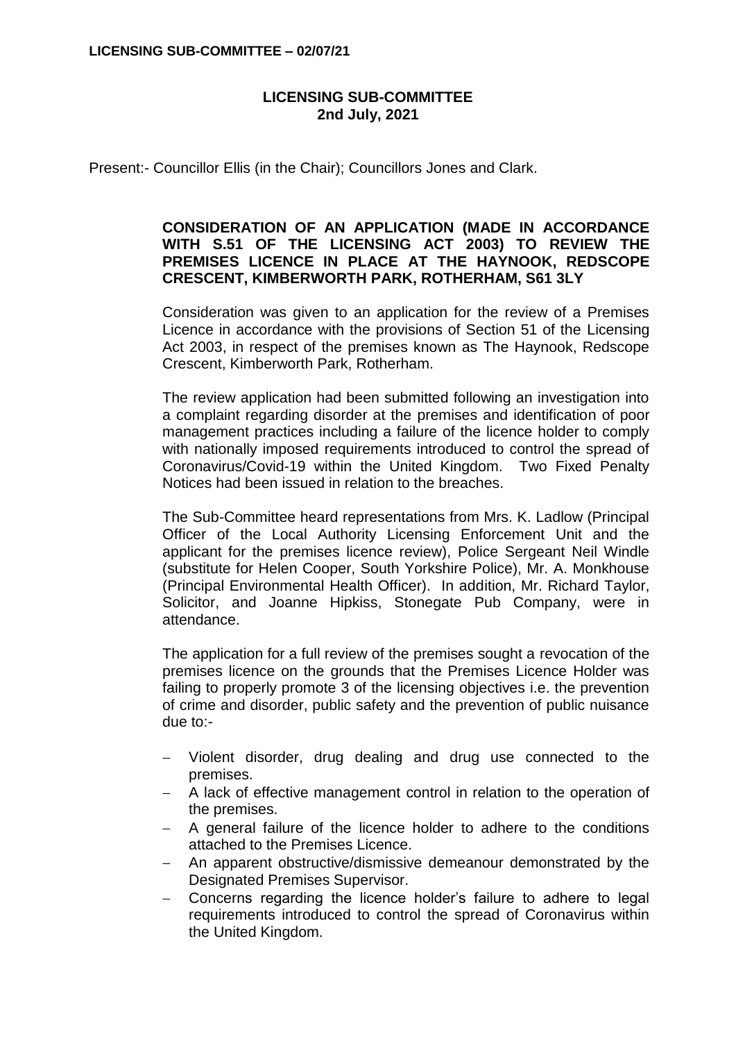# LICENSING SUB-COMMITTEE
## 2nd July, 2021

Present:- Councillor Ellis (in the Chair); Councillors Jones and Clark.

**CONSIDERATION OF AN APPLICATION (MADE IN ACCORDANCE WITH S.51 OF THE LICENSING ACT 2003) TO REVIEW THE PREMISES LICENCE IN PLACE AT THE HAYNOOK, REDSCOPE CRESCENT, KIMBERWORTH PARK, ROTHERHAM, S61 3LY**

Consideration was given to an application for the review of a Premises Licence in accordance with the provisions of Section 51 of the Licensing Act 2003, in respect of the premises known as The Haynook, Redscope Crescent, Kimberworth Park, Rotherham.

The review application had been submitted following an investigation into a complaint regarding disorder at the premises and identification of poor management practices including a failure of the licence holder to comply with nationally imposed requirements introduced to control the spread of Coronavirus/Covid-19 within the United Kingdom. Two Fixed Penalty Notices had been issued in relation to the breaches.

The Sub-Committee heard representations from Mrs. K. Ladlow (Principal Officer of the Local Authority Licensing Enforcement Unit and the applicant for the premises licence review), Police Sergeant Neil Windle (substitute for Helen Cooper, South Yorkshire Police), Mr. A. Monkhouse (Principal Environmental Health Officer). In addition, Mr. Richard Taylor, Solicitor, and Joanne Hipkiss, Stonegate Pub Company, were in attendance.

The application for a full review of the premises sought a revocation of the premises licence on the grounds that the Premises Licence Holder was failing to properly promote 3 of the licensing objectives i.e. the prevention of crime and disorder, public safety and the prevention of public nuisance due to:-

- Violent disorder, drug dealing and drug use connected to the premises.
- A lack of effective management control in relation to the operation of the premises.
- A general failure of the licence holder to adhere to the conditions attached to the Premises Licence.
- An apparent obstructive/dismissive demeanour demonstrated by the Designated Premises Supervisor.
- Concerns regarding the licence holder's failure to adhere to legal requirements introduced to control the spread of Coronavirus within the United Kingdom.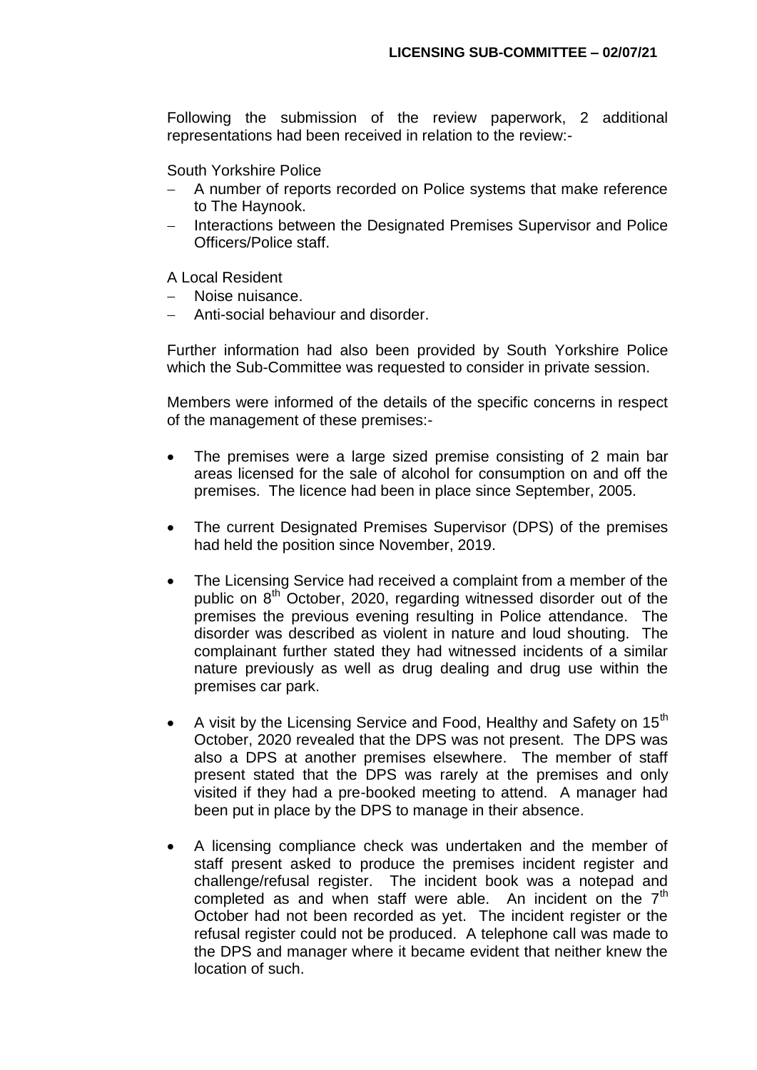Following the submission of the review paperwork, 2 additional representations had been received in relation to the review:-

South Yorkshire Police

- A number of reports recorded on Police systems that make reference to The Haynook.
- Interactions between the Designated Premises Supervisor and Police Officers/Police staff.

A Local Resident

- Noise nuisance.
- Anti-social behaviour and disorder.

Further information had also been provided by South Yorkshire Police which the Sub-Committee was requested to consider in private session.

Members were informed of the details of the specific concerns in respect of the management of these premises:-

- The premises were a large sized premise consisting of 2 main bar areas licensed for the sale of alcohol for consumption on and off the premises. The licence had been in place since September, 2005.
- The current Designated Premises Supervisor (DPS) of the premises had held the position since November, 2019.
- The Licensing Service had received a complaint from a member of the public on 8th October, 2020, regarding witnessed disorder out of the premises the previous evening resulting in Police attendance. The disorder was described as violent in nature and loud shouting. The complainant further stated they had witnessed incidents of a similar nature previously as well as drug dealing and drug use within the premises car park.
- A visit by the Licensing Service and Food, Healthy and Safety on 15th October, 2020 revealed that the DPS was not present. The DPS was also a DPS at another premises elsewhere. The member of staff present stated that the DPS was rarely at the premises and only visited if they had a pre-booked meeting to attend. A manager had been put in place by the DPS to manage in their absence.
- A licensing compliance check was undertaken and the member of staff present asked to produce the premises incident register and challenge/refusal register. The incident book was a notepad and completed as and when staff were able. An incident on the 7th October had not been recorded as yet. The incident register or the refusal register could not be produced. A telephone call was made to the DPS and manager where it became evident that neither knew the location of such.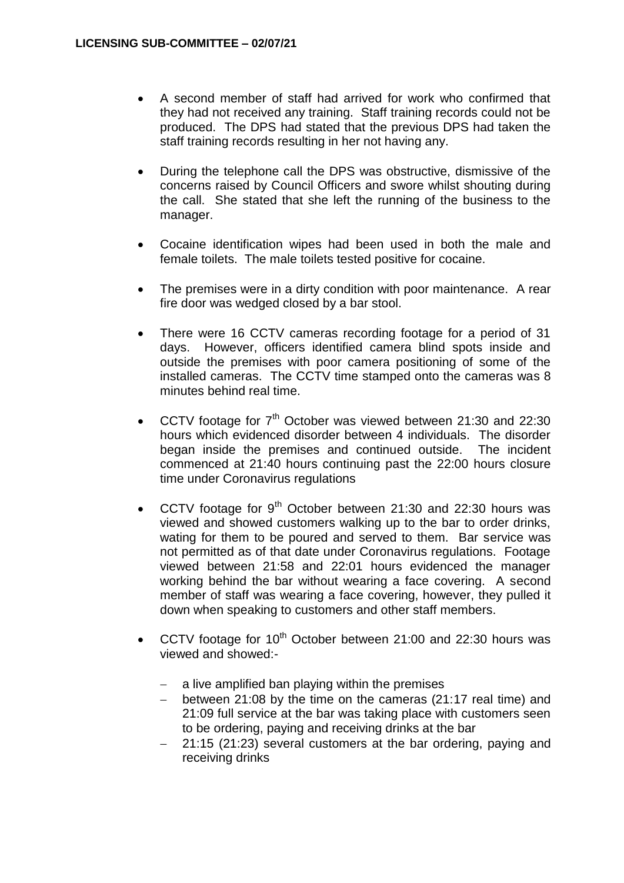- A second member of staff had arrived for work who confirmed that they had not received any training. Staff training records could not be produced. The DPS had stated that the previous DPS had taken the staff training records resulting in her not having any.

- During the telephone call the DPS was obstructive, dismissive of the concerns raised by Council Officers and swore whilst shouting during the call. She stated that she left the running of the business to the manager.

- Cocaine identification wipes had been used in both the male and female toilets. The male toilets tested positive for cocaine.

- The premises were in a dirty condition with poor maintenance. A rear fire door was wedged closed by a bar stool.

- There were 16 CCTV cameras recording footage for a period of 31 days. However, officers identified camera blind spots inside and outside the premises with poor camera positioning of some of the installed cameras. The CCTV time stamped onto the cameras was 8 minutes behind real time.

- CCTV footage for 7th October was viewed between 21:30 and 22:30 hours which evidenced disorder between 4 individuals. The disorder began inside the premises and continued outside. The incident commenced at 21:40 hours continuing past the 22:00 hours closure time under Coronavirus regulations

- CCTV footage for 9th October between 21:30 and 22:30 hours was viewed and showed customers walking up to the bar to order drinks, wating for them to be poured and served to them. Bar service was not permitted as of that date under Coronavirus regulations. Footage viewed between 21:58 and 22:01 hours evidenced the manager working behind the bar without wearing a face covering. A second member of staff was wearing a face covering, however, they pulled it down when speaking to customers and other staff members.

- CCTV footage for 10th October between 21:00 and 22:30 hours was viewed and showed:-
  - a live amplified ban playing within the premises
  - between 21:08 by the time on the cameras (21:17 real time) and 21:09 full service at the bar was taking place with customers seen to be ordering, paying and receiving drinks at the bar
  - 21:15 (21:23) several customers at the bar ordering, paying and receiving drinks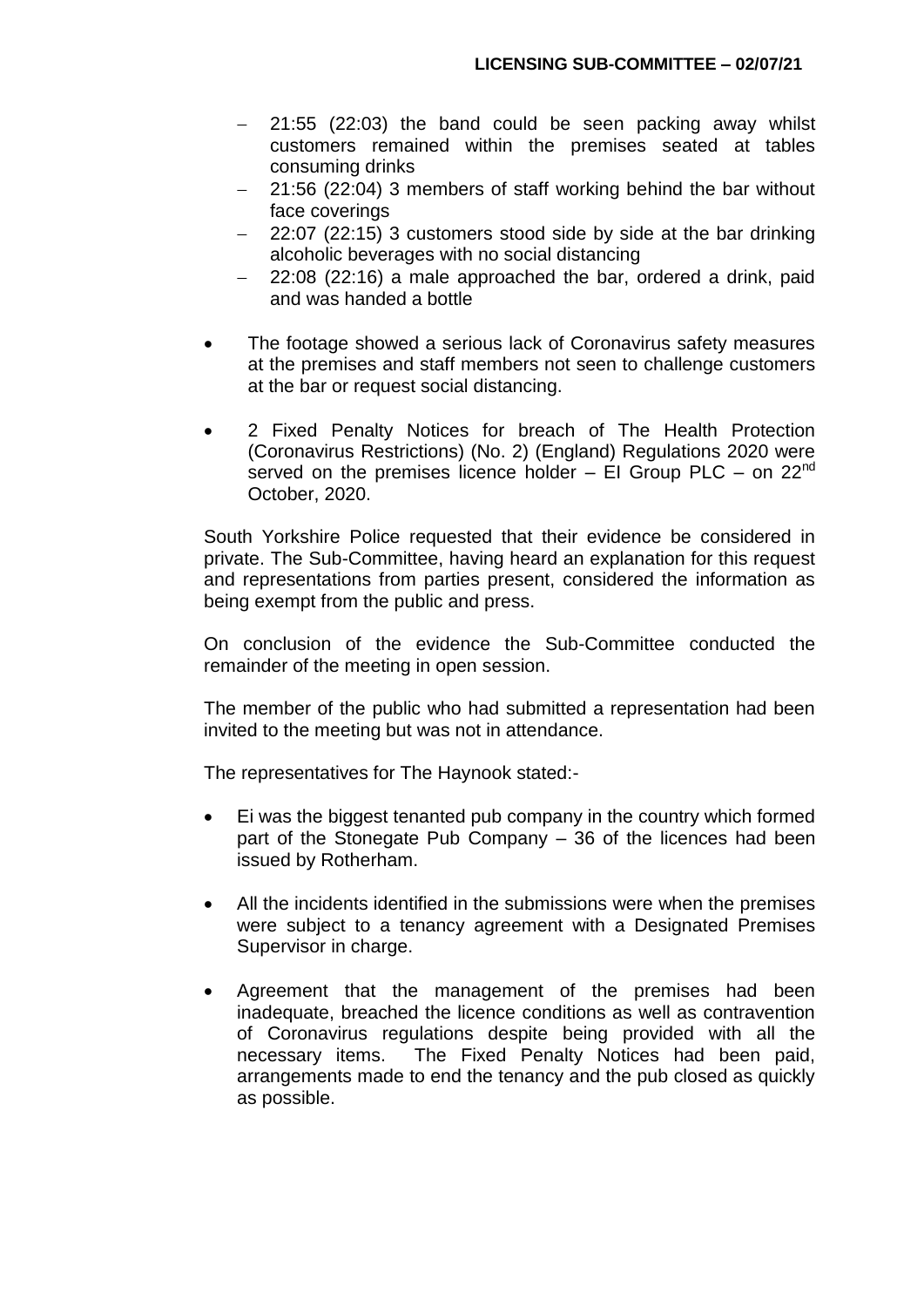- 21:55 (22:03) the band could be seen packing away whilst customers remained within the premises seated at tables consuming drinks
- 21:56 (22:04) 3 members of staff working behind the bar without face coverings
- 22:07 (22:15) 3 customers stood side by side at the bar drinking alcoholic beverages with no social distancing
- 22:08 (22:16) a male approached the bar, ordered a drink, paid and was handed a bottle

- The footage showed a serious lack of Coronavirus safety measures at the premises and staff members not seen to challenge customers at the bar or request social distancing.

- 2 Fixed Penalty Notices for breach of The Health Protection (Coronavirus Restrictions) (No. 2) (England) Regulations 2020 were served on the premises licence holder – EI Group PLC – on 22nd October, 2020.

South Yorkshire Police requested that their evidence be considered in private. The Sub-Committee, having heard an explanation for this request and representations from parties present, considered the information as being exempt from the public and press.

On conclusion of the evidence the Sub-Committee conducted the remainder of the meeting in open session.

The member of the public who had submitted a representation had been invited to the meeting but was not in attendance.

The representatives for The Haynook stated:-

- Ei was the biggest tenanted pub company in the country which formed part of the Stonegate Pub Company – 36 of the licences had been issued by Rotherham.

- All the incidents identified in the submissions were when the premises were subject to a tenancy agreement with a Designated Premises Supervisor in charge.

- Agreement that the management of the premises had been inadequate, breached the licence conditions as well as contravention of Coronavirus regulations despite being provided with all the necessary items. The Fixed Penalty Notices had been paid, arrangements made to end the tenancy and the pub closed as quickly as possible.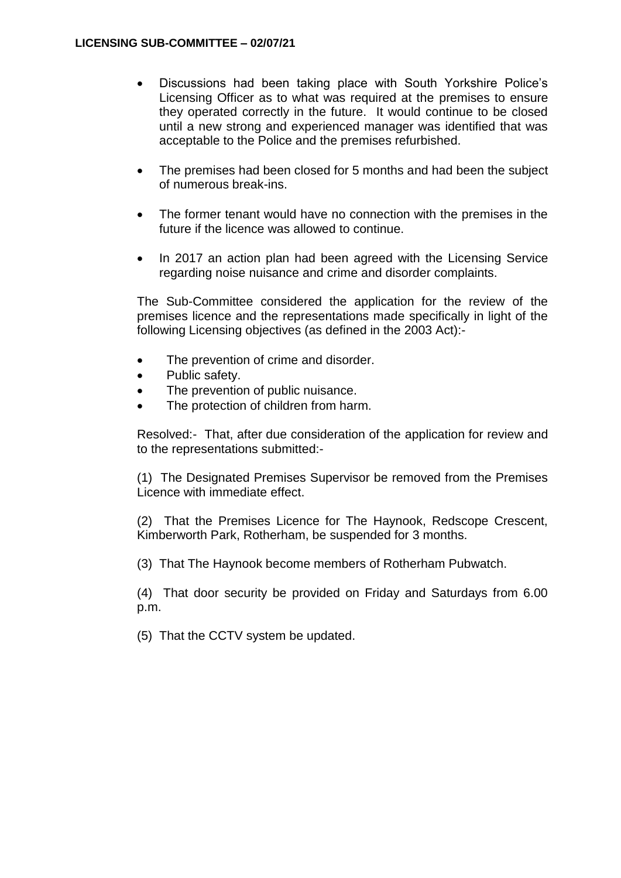- Discussions had been taking place with South Yorkshire Police's Licensing Officer as to what was required at the premises to ensure they operated correctly in the future. It would continue to be closed until a new strong and experienced manager was identified that was acceptable to the Police and the premises refurbished.

- The premises had been closed for 5 months and had been the subject of numerous break-ins.

- The former tenant would have no connection with the premises in the future if the licence was allowed to continue.

- In 2017 an action plan had been agreed with the Licensing Service regarding noise nuisance and crime and disorder complaints.

The Sub-Committee considered the application for the review of the premises licence and the representations made specifically in light of the following Licensing objectives (as defined in the 2003 Act):-

- The prevention of crime and disorder.
- Public safety.
- The prevention of public nuisance.
- The protection of children from harm.

Resolved:- That, after due consideration of the application for review and to the representations submitted:-

(1) The Designated Premises Supervisor be removed from the Premises Licence with immediate effect.

(2) That the Premises Licence for The Haynook, Redscope Crescent, Kimberworth Park, Rotherham, be suspended for 3 months.

(3) That The Haynook become members of Rotherham Pubwatch.

(4) That door security be provided on Friday and Saturdays from 6.00 p.m.

(5) That the CCTV system be updated.